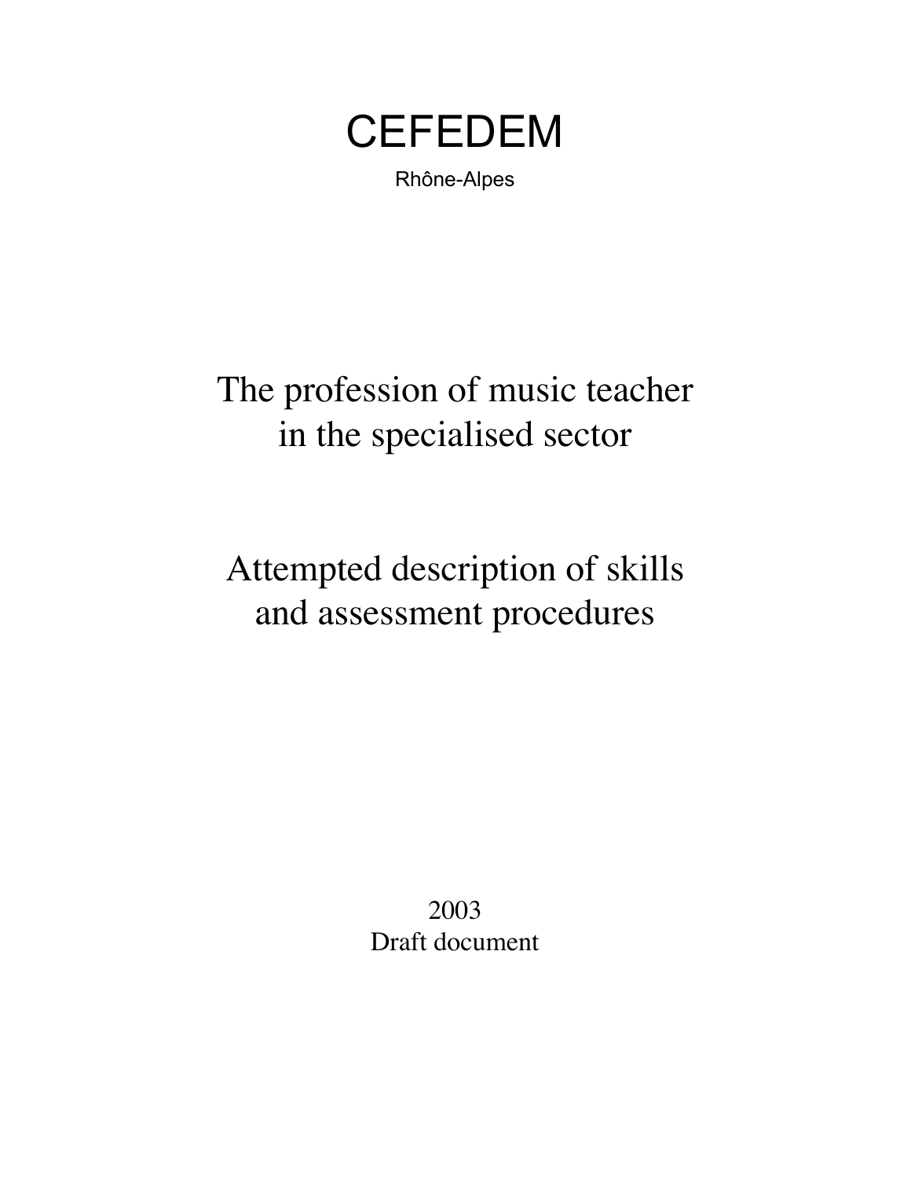# CEFEDEM

Rhône-Alpes

## The profession of music teacher in the specialised sector

## Attempted description of skills and assessment procedures

2003

Draft document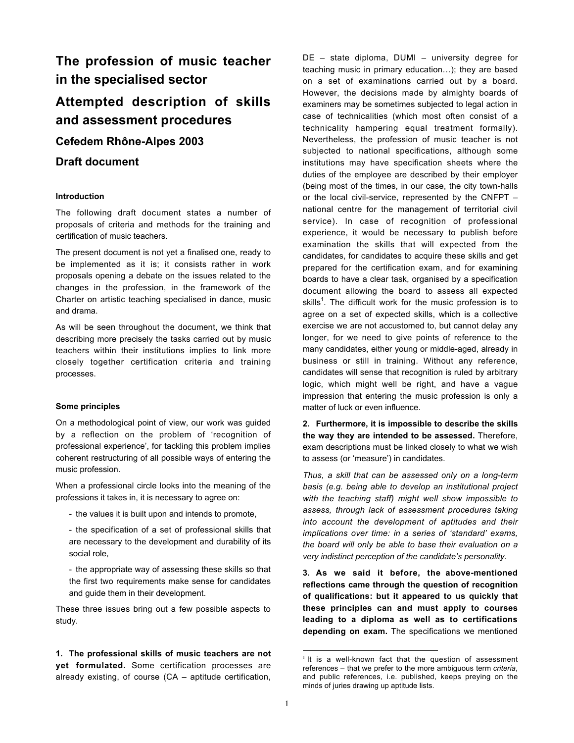# The profession of music teacher in the specialised sector

# Attempted description of skills and assessment procedures

## Cefedem Rhône-Alpes 2003

## Draft document

#### Introduction

The following draft document states a number of proposals of criteria and methods for the training and certification of music teachers.

The present document is not yet a finalised one, ready to be implemented as it is; it consists rather in work proposals opening a debate on the issues related to the changes in the profession, in the framework of the Charter on artistic teaching specialised in dance, music and drama.

As will be seen throughout the document, we think that describing more precisely the tasks carried out by music teachers within their institutions implies to link more closely together certification criteria and training processes.

#### Some principles

On a methodological point of view, our work was guided by a reflection on the problem of 'recognition of professional experience', for tackling this problem implies coherent restructuring of all possible ways of entering the music profession.

When a professional circle looks into the meaning of the professions it takes in, it is necessary to agree on:

- the values it is built upon and intends to promote,
- the specification of a set of professional skills that are necessary to the development and durability of its social role,
- the appropriate way of assessing these skills so that the first two requirements make sense for candidates and guide them in their development.

These three issues bring out a few possible aspects to study.

**1. The professional skills of music teachers are not yet formulated.** Some certification processes are already existing, of course (CA – aptitude certification, DE – state diploma, DUMI – university degree for teaching music in primary education…); they are based on a set of examinations carried out by a board. However, the decisions made by almighty boards of examiners may be sometimes subjected to legal action in case of technicalities (which most often consist of a technicality hampering equal treatment formally). Nevertheless, the profession of music teacher is not subjected to national specifications, although some institutions may have specification sheets where the duties of the employee are described by their employer (being most of the times, in our case, the city town-halls or the local civil-service, represented by the CNFPT – national centre for the management of territorial civil service). In case of recognition of professional experience, it would be necessary to publish before examination the skills that will expected from the candidates, for candidates to acquire these skills and get prepared for the certification exam, and for examining boards to have a clear task, organised by a specification document allowing the board to assess all expected skills[1]. The difficult work for the music profession is to agree on a set of expected skills, which is a collective exercise we are not accustomed to, but cannot delay any longer, for we need to give points of reference to the many candidates, either young or middle-aged, already in business or still in training. Without any reference, candidates will sense that recognition is ruled by arbitrary logic, which might well be right, and have a vague impression that entering the music profession is only a matter of luck or even influence.

**2. Furthermore, it is impossible to describe the skills the way they are intended to be assessed.** Therefore, exam descriptions must be linked closely to what we wish to assess (or 'measure') in candidates.

*Thus, a skill that can be assessed only on a long-term basis (e.g. being able to develop an institutional project with the teaching staff) might well show impossible to assess, through lack of assessment procedures taking into account the development of aptitudes and their implications over time: in a series of 'standard' exams, the board will only be able to base their evaluation on a very indistinct perception of the candidate's personality.*

**3. As we said it before, the above-mentioned reflections came through the question of recognition of qualifications: but it appeared to us quickly that these principles can and must apply to courses leading to a diploma as well as to certifications depending on exam.** The specifications we mentioned

[1] It is a well-known fact that the question of assessment references – that we prefer to the more ambiguous term *criteria*, and public references, i.e. published, keeps preying on the minds of juries drawing up aptitude lists.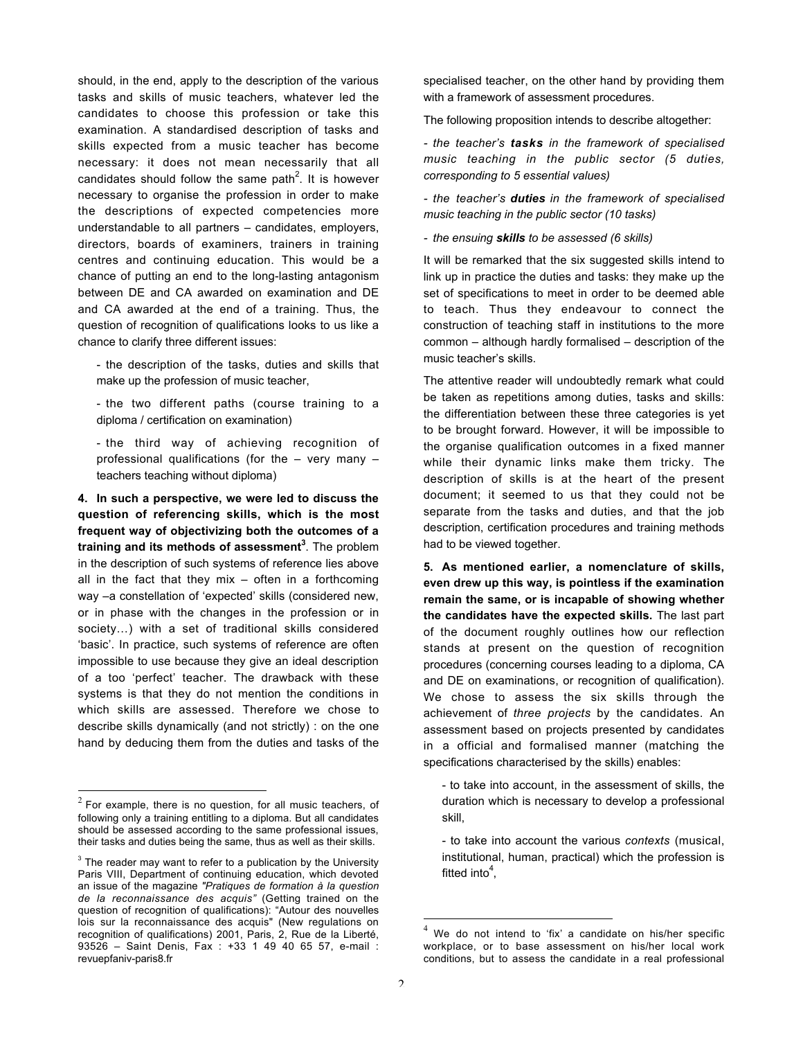should, in the end, apply to the description of the various tasks and skills of music teachers, whatever led the candidates to choose this profession or take this examination. A standardised description of tasks and skills expected from a music teacher has become necessary: it does not mean necessarily that all candidates should follow the same path[2]. It is however necessary to organise the profession in order to make the descriptions of expected competencies more understandable to all partners – candidates, employers, directors, boards of examiners, trainers in training centres and continuing education. This would be a chance of putting an end to the long-lasting antagonism between DE and CA awarded on examination and DE and CA awarded at the end of a training. Thus, the question of recognition of qualifications looks to us like a chance to clarify three different issues:

- the description of the tasks, duties and skills that make up the profession of music teacher,
- the two different paths (course training to a diploma / certification on examination)
- the third way of achieving recognition of professional qualifications (for the – very many – teachers teaching without diploma)

**4. In such a perspective, we were led to discuss the question of referencing skills, which is the most frequent way of objectivizing both the outcomes of a training and its methods of assessment[3].** The problem in the description of such systems of reference lies above all in the fact that they mix – often in a forthcoming way –a constellation of 'expected' skills (considered new, or in phase with the changes in the profession or in society…) with a set of traditional skills considered 'basic'. In practice, such systems of reference are often impossible to use because they give an ideal description of a too 'perfect' teacher. The drawback with these systems is that they do not mention the conditions in which skills are assessed. Therefore we chose to describe skills dynamically (and not strictly) : on the one hand by deducing them from the duties and tasks of the specialised teacher, on the other hand by providing them with a framework of assessment procedures.

The following proposition intends to describe altogether:

- *the teacher's **tasks** in the framework of specialised music teaching in the public sector (5 duties, corresponding to 5 essential values)*
- *the teacher's **duties** in the framework of specialised music teaching in the public sector (10 tasks)*
- *the ensuing **skills** to be assessed (6 skills)*

It will be remarked that the six suggested skills intend to link up in practice the duties and tasks: they make up the set of specifications to meet in order to be deemed able to teach. Thus they endeavour to connect the construction of teaching staff in institutions to the more common – although hardly formalised – description of the music teacher's skills.

The attentive reader will undoubtedly remark what could be taken as repetitions among duties, tasks and skills: the differentiation between these three categories is yet to be brought forward. However, it will be impossible to the organise qualification outcomes in a fixed manner while their dynamic links make them tricky. The description of skills is at the heart of the present document; it seemed to us that they could not be separate from the tasks and duties, and that the job description, certification procedures and training methods had to be viewed together.

**5. As mentioned earlier, a nomenclature of skills, even drew up this way, is pointless if the examination remain the same, or is incapable of showing whether the candidates have the expected skills.** The last part of the document roughly outlines how our reflection stands at present on the question of recognition procedures (concerning courses leading to a diploma, CA and DE on examinations, or recognition of qualification). We chose to assess the six skills through the achievement of *three projects* by the candidates. An assessment based on projects presented by candidates in a official and formalised manner (matching the specifications characterised by the skills) enables:

- to take into account, in the assessment of skills, the duration which is necessary to develop a professional skill,
- to take into account the various *contexts* (musical, institutional, human, practical) which the profession is fitted into[4],

---

[2] For example, there is no question, for all music teachers, of following only a training entitling to a diploma. But all candidates should be assessed according to the same professional issues, their tasks and duties being the same, thus as well as their skills.

[3] The reader may want to refer to a publication by the University Paris VIII, Department of continuing education, which devoted an issue of the magazine *"Pratiques de formation à la question de la reconnaissance des acquis"* (Getting trained on the question of recognition of qualifications): "Autour des nouvelles lois sur la reconnaissance des acquis" (New regulations on recognition of qualifications) 2001, Paris, 2, Rue de la Liberté, 93526 – Saint Denis, Fax : +33 1 49 40 65 57, e-mail : revuepfaniv-paris8.fr

[4] We do not intend to 'fix' a candidate on his/her specific workplace, or to base assessment on his/her local work conditions, but to assess the candidate in a real professional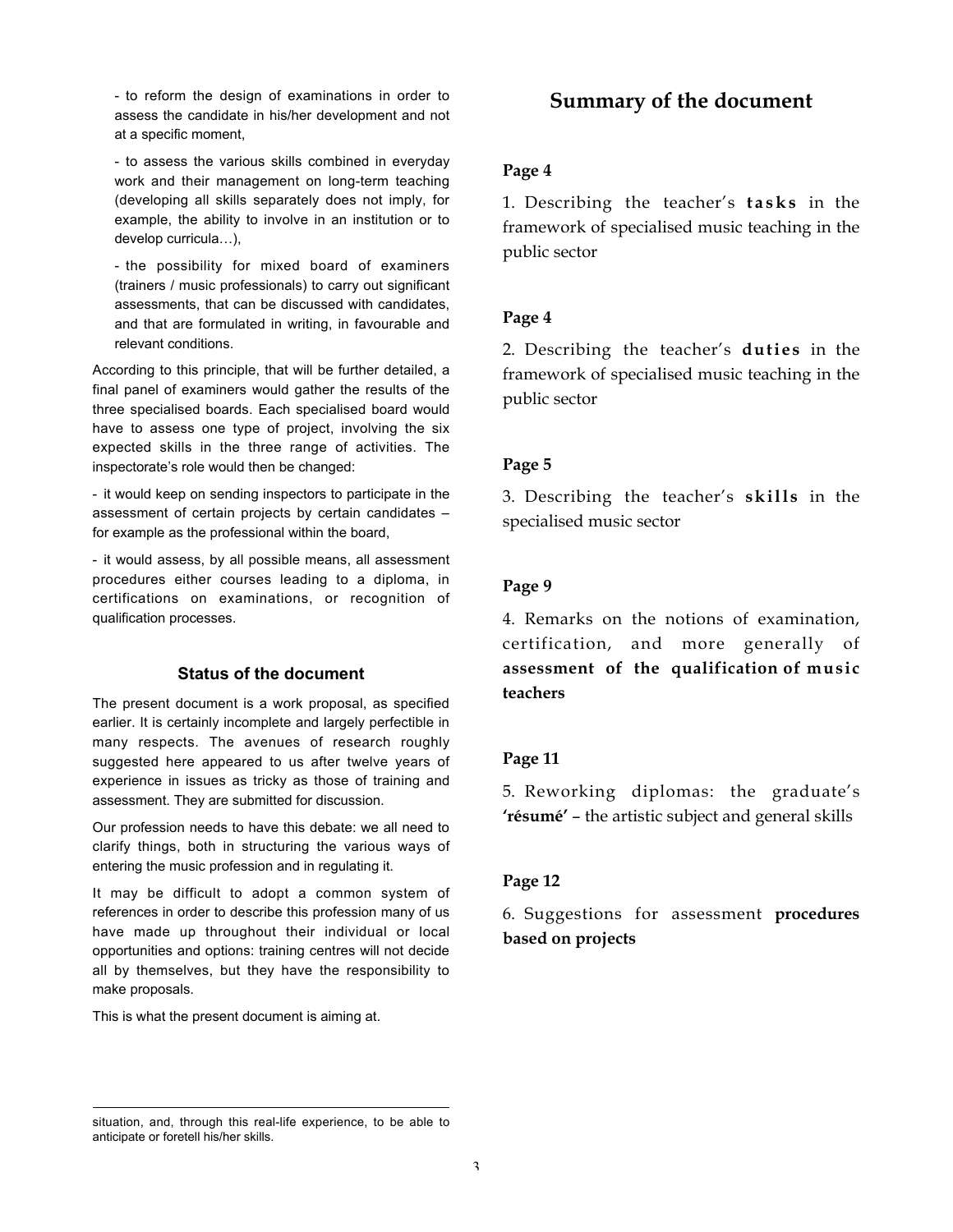- to reform the design of examinations in order to assess the candidate in his/her development and not at a specific moment,

- to assess the various skills combined in everyday work and their management on long-term teaching (developing all skills separately does not imply, for example, the ability to involve in an institution or to develop curricula…),

- the possibility for mixed board of examiners (trainers / music professionals) to carry out significant assessments, that can be discussed with candidates, and that are formulated in writing, in favourable and relevant conditions.

According to this principle, that will be further detailed, a final panel of examiners would gather the results of the three specialised boards. Each specialised board would have to assess one type of project, involving the six expected skills in the three range of activities. The inspectorate's role would then be changed:

- it would keep on sending inspectors to participate in the assessment of certain projects by certain candidates – for example as the professional within the board,

- it would assess, by all possible means, all assessment procedures either courses leading to a diploma, in certifications on examinations, or recognition of qualification processes.

### Status of the document

The present document is a work proposal, as specified earlier. It is certainly incomplete and largely perfectible in many respects. The avenues of research roughly suggested here appeared to us after twelve years of experience in issues as tricky as those of training and assessment. They are submitted for discussion.

Our profession needs to have this debate: we all need to clarify things, both in structuring the various ways of entering the music profession and in regulating it.

It may be difficult to adopt a common system of references in order to describe this profession many of us have made up throughout their individual or local opportunities and options: training centres will not decide all by themselves, but they have the responsibility to make proposals.

This is what the present document is aiming at.

situation, and, through this real-life experience, to be able to anticipate or foretell his/her skills.

## Summary of the document

**Page 4**

1. Describing the teacher's **tasks** in the framework of specialised music teaching in the public sector

**Page 4**

2. Describing the teacher's **duties** in the framework of specialised music teaching in the public sector

**Page 5**

3. Describing the teacher's **skills** in the specialised music sector

**Page 9**

4. Remarks on the notions of examination, certification, and more generally of **assessment of the qualification of music teachers**

**Page 11**

5. Reworking diplomas: the graduate's **'résumé'** – the artistic subject and general skills

**Page 12**

6. Suggestions for assessment **procedures based on projects**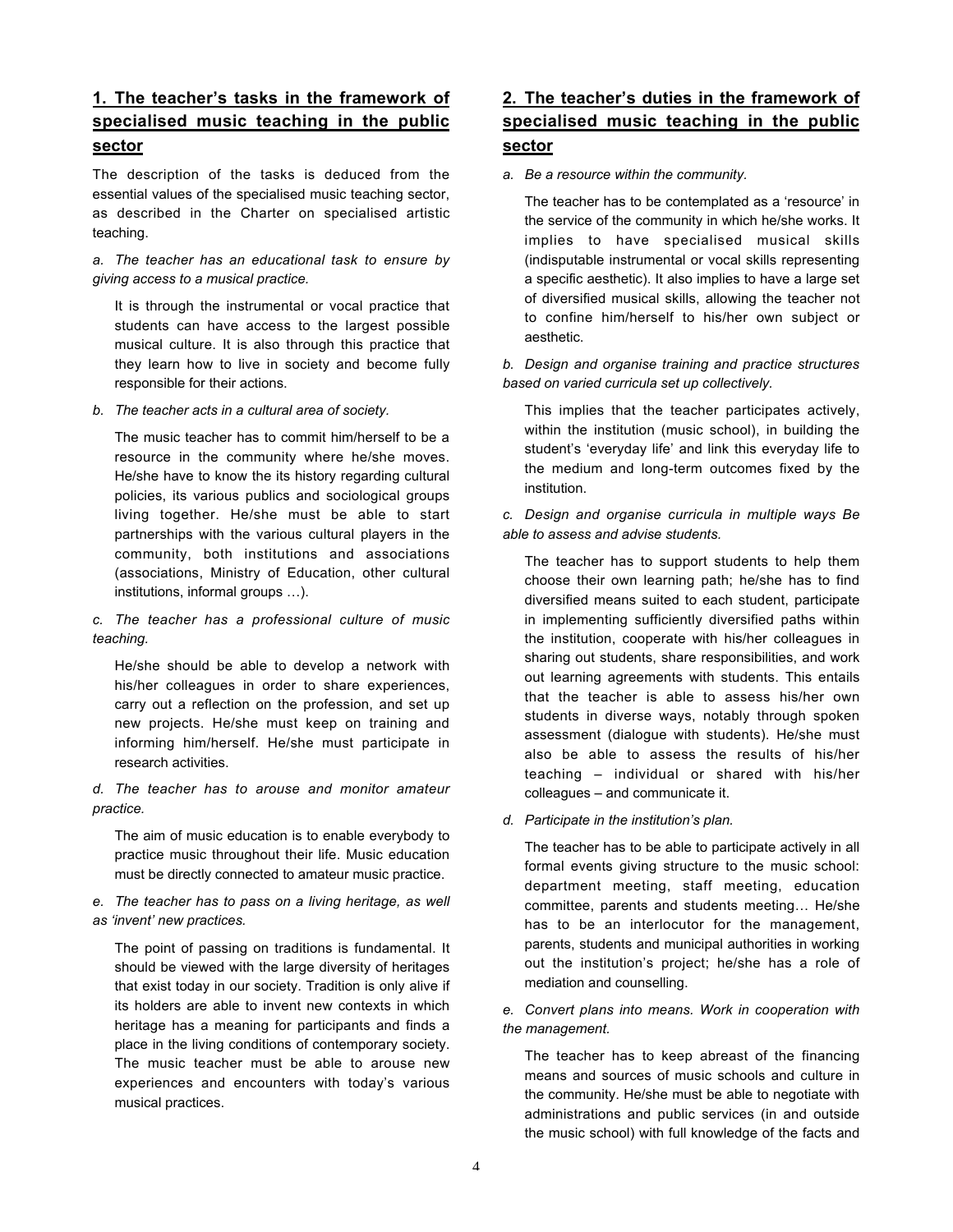## 1. The teacher's tasks in the framework of specialised music teaching in the public sector

The description of the tasks is deduced from the essential values of the specialised music teaching sector, as described in the Charter on specialised artistic teaching.

*a. The teacher has an educational task to ensure by giving access to a musical practice.*

It is through the instrumental or vocal practice that students can have access to the largest possible musical culture. It is also through this practice that they learn how to live in society and become fully responsible for their actions.

*b. The teacher acts in a cultural area of society.*

The music teacher has to commit him/herself to be a resource in the community where he/she moves. He/she have to know the its history regarding cultural policies, its various publics and sociological groups living together. He/she must be able to start partnerships with the various cultural players in the community, both institutions and associations (associations, Ministry of Education, other cultural institutions, informal groups …).

*c. The teacher has a professional culture of music teaching.*

He/she should be able to develop a network with his/her colleagues in order to share experiences, carry out a reflection on the profession, and set up new projects. He/she must keep on training and informing him/herself. He/she must participate in research activities.

*d. The teacher has to arouse and monitor amateur practice.*

The aim of music education is to enable everybody to practice music throughout their life. Music education must be directly connected to amateur music practice.

*e. The teacher has to pass on a living heritage, as well as 'invent' new practices.*

The point of passing on traditions is fundamental. It should be viewed with the large diversity of heritages that exist today in our society. Tradition is only alive if its holders are able to invent new contexts in which heritage has a meaning for participants and finds a place in the living conditions of contemporary society. The music teacher must be able to arouse new experiences and encounters with today's various musical practices.

## 2. The teacher's duties in the framework of specialised music teaching in the public sector

*a. Be a resource within the community.*

The teacher has to be contemplated as a 'resource' in the service of the community in which he/she works. It implies to have specialised musical skills (indisputable instrumental or vocal skills representing a specific aesthetic). It also implies to have a large set of diversified musical skills, allowing the teacher not to confine him/herself to his/her own subject or aesthetic.

*b. Design and organise training and practice structures based on varied curricula set up collectively.*

This implies that the teacher participates actively, within the institution (music school), in building the student's 'everyday life' and link this everyday life to the medium and long-term outcomes fixed by the institution.

*c. Design and organise curricula in multiple ways Be able to assess and advise students.*

The teacher has to support students to help them choose their own learning path; he/she has to find diversified means suited to each student, participate in implementing sufficiently diversified paths within the institution, cooperate with his/her colleagues in sharing out students, share responsibilities, and work out learning agreements with students. This entails that the teacher is able to assess his/her own students in diverse ways, notably through spoken assessment (dialogue with students). He/she must also be able to assess the results of his/her teaching – individual or shared with his/her colleagues – and communicate it.

*d. Participate in the institution's plan.*

The teacher has to be able to participate actively in all formal events giving structure to the music school: department meeting, staff meeting, education committee, parents and students meeting… He/she has to be an interlocutor for the management, parents, students and municipal authorities in working out the institution's project; he/she has a role of mediation and counselling.

*e. Convert plans into means. Work in cooperation with the management.*

The teacher has to keep abreast of the financing means and sources of music schools and culture in the community. He/she must be able to negotiate with administrations and public services (in and outside the music school) with full knowledge of the facts and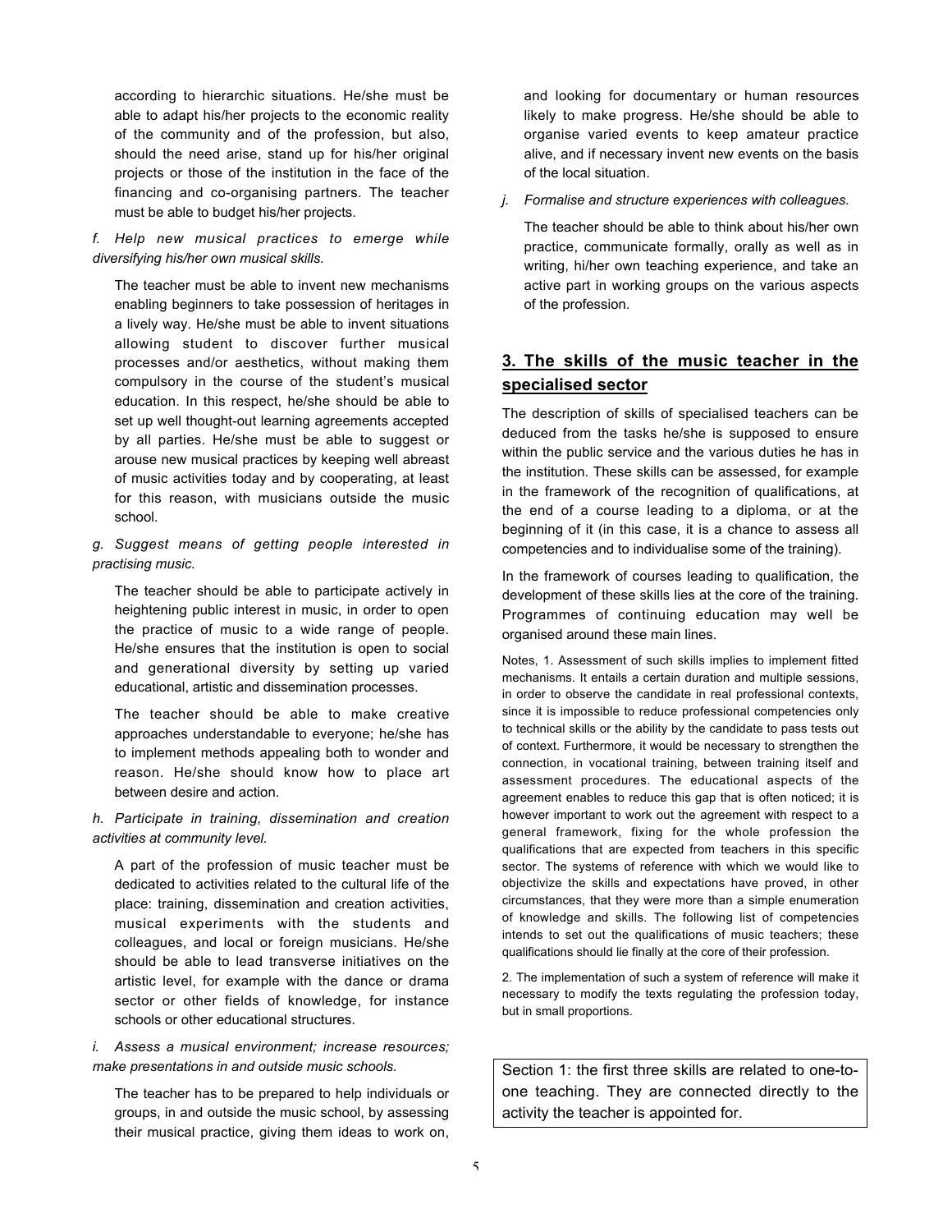according to hierarchic situations. He/she must be able to adapt his/her projects to the economic reality of the community and of the profession, but also, should the need arise, stand up for his/her original projects or those of the institution in the face of the financing and co-organising partners. The teacher must be able to budget his/her projects.

*f. Help new musical practices to emerge while diversifying his/her own musical skills.*

The teacher must be able to invent new mechanisms enabling beginners to take possession of heritages in a lively way. He/she must be able to invent situations allowing student to discover further musical processes and/or aesthetics, without making them compulsory in the course of the student's musical education. In this respect, he/she should be able to set up well thought-out learning agreements accepted by all parties. He/she must be able to suggest or arouse new musical practices by keeping well abreast of music activities today and by cooperating, at least for this reason, with musicians outside the music school.

*g. Suggest means of getting people interested in practising music.*

The teacher should be able to participate actively in heightening public interest in music, in order to open the practice of music to a wide range of people. He/she ensures that the institution is open to social and generational diversity by setting up varied educational, artistic and dissemination processes.

The teacher should be able to make creative approaches understandable to everyone; he/she has to implement methods appealing both to wonder and reason. He/she should know how to place art between desire and action.

*h. Participate in training, dissemination and creation activities at community level.*

A part of the profession of music teacher must be dedicated to activities related to the cultural life of the place: training, dissemination and creation activities, musical experiments with the students and colleagues, and local or foreign musicians. He/she should be able to lead transverse initiatives on the artistic level, for example with the dance or drama sector or other fields of knowledge, for instance schools or other educational structures.

*i. Assess a musical environment; increase resources; make presentations in and outside music schools.*

The teacher has to be prepared to help individuals or groups, in and outside the music school, by assessing their musical practice, giving them ideas to work on, and looking for documentary or human resources likely to make progress. He/she should be able to organise varied events to keep amateur practice alive, and if necessary invent new events on the basis of the local situation.

*j. Formalise and structure experiences with colleagues.*

The teacher should be able to think about his/her own practice, communicate formally, orally as well as in writing, hi/her own teaching experience, and take an active part in working groups on the various aspects of the profession.

## 3. The skills of the music teacher in the specialised sector

The description of skills of specialised teachers can be deduced from the tasks he/she is supposed to ensure within the public service and the various duties he has in the institution. These skills can be assessed, for example in the framework of the recognition of qualifications, at the end of a course leading to a diploma, or at the beginning of it (in this case, it is a chance to assess all competencies and to individualise some of the training).

In the framework of courses leading to qualification, the development of these skills lies at the core of the training. Programmes of continuing education may well be organised around these main lines.

Notes, 1. Assessment of such skills implies to implement fitted mechanisms. It entails a certain duration and multiple sessions, in order to observe the candidate in real professional contexts, since it is impossible to reduce professional competencies only to technical skills or the ability by the candidate to pass tests out of context. Furthermore, it would be necessary to strengthen the connection, in vocational training, between training itself and assessment procedures. The educational aspects of the agreement enables to reduce this gap that is often noticed; it is however important to work out the agreement with respect to a general framework, fixing for the whole profession the qualifications that are expected from teachers in this specific sector. The systems of reference with which we would like to objectivize the skills and expectations have proved, in other circumstances, that they were more than a simple enumeration of knowledge and skills. The following list of competencies intends to set out the qualifications of music teachers; these qualifications should lie finally at the core of their profession.

2. The implementation of such a system of reference will make it necessary to modify the texts regulating the profession today, but in small proportions.

Section 1: the first three skills are related to one-to-one teaching. They are connected directly to the activity the teacher is appointed for.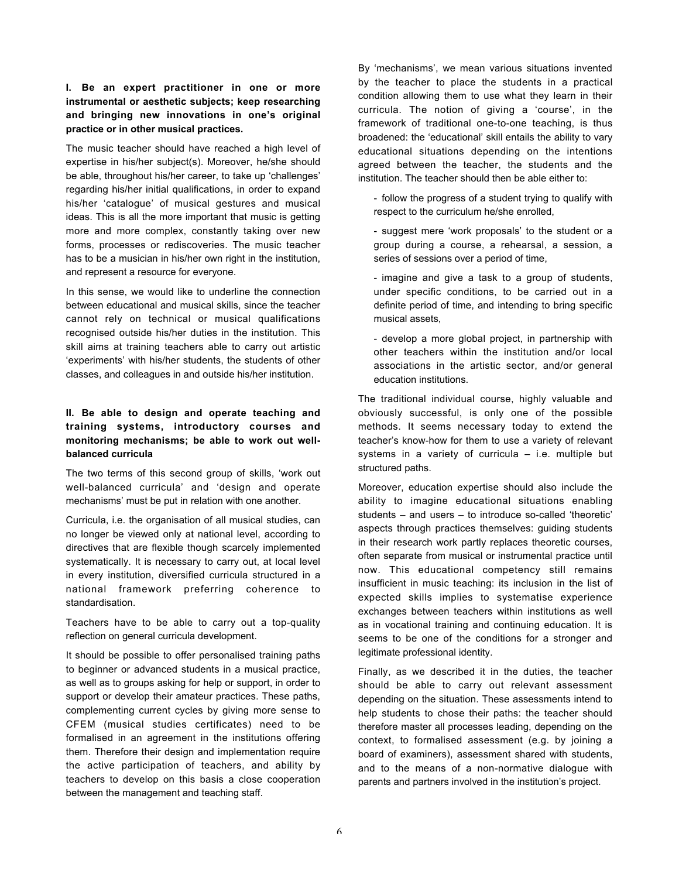**I. Be an expert practitioner in one or more instrumental or aesthetic subjects; keep researching and bringing new innovations in one's original practice or in other musical practices.**

The music teacher should have reached a high level of expertise in his/her subject(s). Moreover, he/she should be able, throughout his/her career, to take up 'challenges' regarding his/her initial qualifications, in order to expand his/her 'catalogue' of musical gestures and musical ideas. This is all the more important that music is getting more and more complex, constantly taking over new forms, processes or rediscoveries. The music teacher has to be a musician in his/her own right in the institution, and represent a resource for everyone.

In this sense, we would like to underline the connection between educational and musical skills, since the teacher cannot rely on technical or musical qualifications recognised outside his/her duties in the institution. This skill aims at training teachers able to carry out artistic 'experiments' with his/her students, the students of other classes, and colleagues in and outside his/her institution.

**II. Be able to design and operate teaching and training systems, introductory courses and monitoring mechanisms; be able to work out well-balanced curricula**

The two terms of this second group of skills, 'work out well-balanced curricula' and 'design and operate mechanisms' must be put in relation with one another.

Curricula, i.e. the organisation of all musical studies, can no longer be viewed only at national level, according to directives that are flexible though scarcely implemented systematically. It is necessary to carry out, at local level in every institution, diversified curricula structured in a national framework preferring coherence to standardisation.

Teachers have to be able to carry out a top-quality reflection on general curricula development.

It should be possible to offer personalised training paths to beginner or advanced students in a musical practice, as well as to groups asking for help or support, in order to support or develop their amateur practices. These paths, complementing current cycles by giving more sense to CFEM (musical studies certificates) need to be formalised in an agreement in the institutions offering them. Therefore their design and implementation require the active participation of teachers, and ability by teachers to develop on this basis a close cooperation between the management and teaching staff.

By 'mechanisms', we mean various situations invented by the teacher to place the students in a practical condition allowing them to use what they learn in their curricula. The notion of giving a 'course', in the framework of traditional one-to-one teaching, is thus broadened: the 'educational' skill entails the ability to vary educational situations depending on the intentions agreed between the teacher, the students and the institution. The teacher should then be able either to:

- follow the progress of a student trying to qualify with respect to the curriculum he/she enrolled,
- suggest mere 'work proposals' to the student or a group during a course, a rehearsal, a session, a series of sessions over a period of time,
- imagine and give a task to a group of students, under specific conditions, to be carried out in a definite period of time, and intending to bring specific musical assets,
- develop a more global project, in partnership with other teachers within the institution and/or local associations in the artistic sector, and/or general education institutions.

The traditional individual course, highly valuable and obviously successful, is only one of the possible methods. It seems necessary today to extend the teacher's know-how for them to use a variety of relevant systems in a variety of curricula – i.e. multiple but structured paths.

Moreover, education expertise should also include the ability to imagine educational situations enabling students – and users – to introduce so-called 'theoretic' aspects through practices themselves: guiding students in their research work partly replaces theoretic courses, often separate from musical or instrumental practice until now. This educational competency still remains insufficient in music teaching: its inclusion in the list of expected skills implies to systematise experience exchanges between teachers within institutions as well as in vocational training and continuing education. It is seems to be one of the conditions for a stronger and legitimate professional identity.

Finally, as we described it in the duties, the teacher should be able to carry out relevant assessment depending on the situation. These assessments intend to help students to chose their paths: the teacher should therefore master all processes leading, depending on the context, to formalised assessment (e.g. by joining a board of examiners), assessment shared with students, and to the means of a non-normative dialogue with parents and partners involved in the institution's project.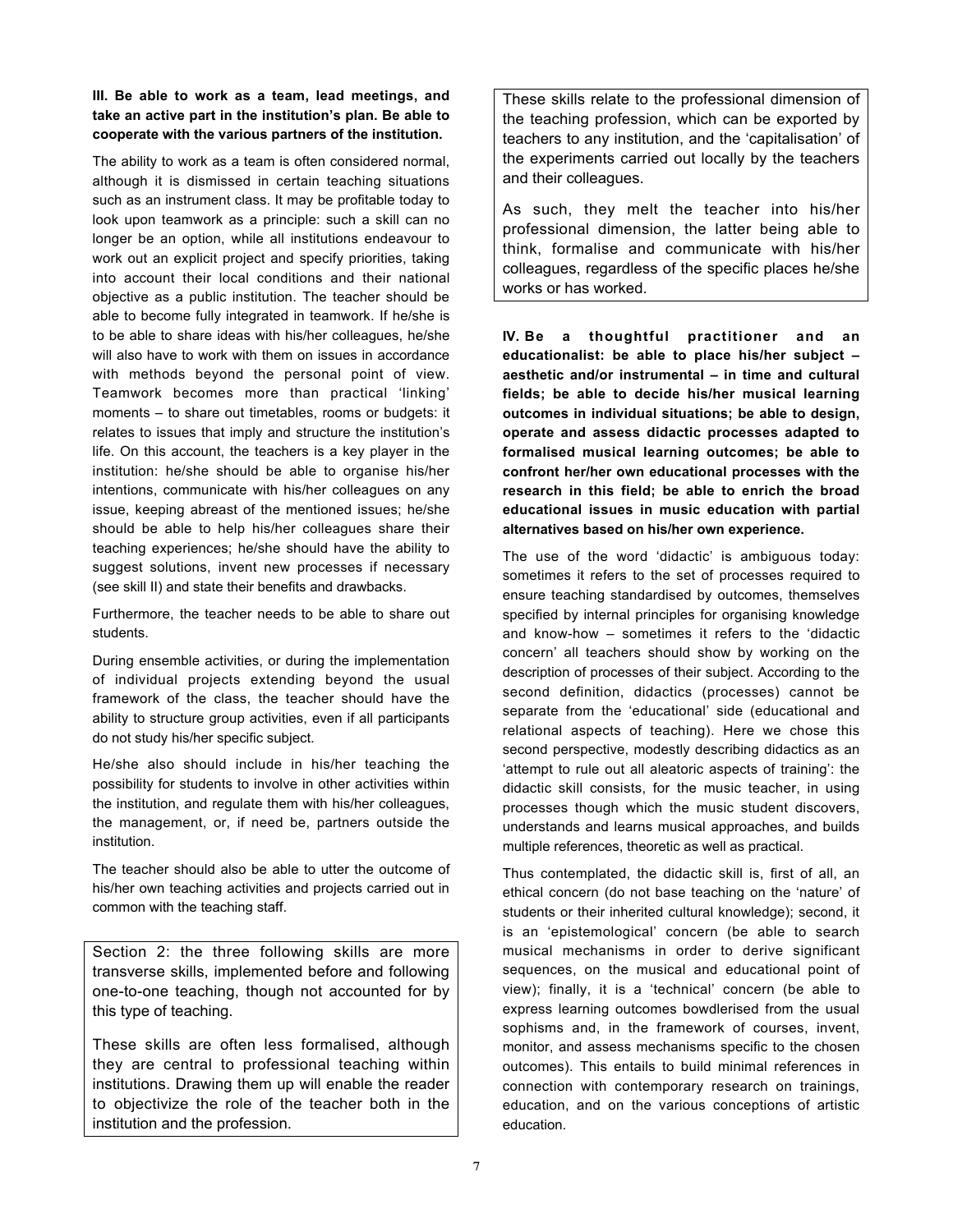**III. Be able to work as a team, lead meetings, and take an active part in the institution's plan. Be able to cooperate with the various partners of the institution.**

The ability to work as a team is often considered normal, although it is dismissed in certain teaching situations such as an instrument class. It may be profitable today to look upon teamwork as a principle: such a skill can no longer be an option, while all institutions endeavour to work out an explicit project and specify priorities, taking into account their local conditions and their national objective as a public institution. The teacher should be able to become fully integrated in teamwork. If he/she is to be able to share ideas with his/her colleagues, he/she will also have to work with them on issues in accordance with methods beyond the personal point of view. Teamwork becomes more than practical 'linking' moments – to share out timetables, rooms or budgets: it relates to issues that imply and structure the institution's life. On this account, the teachers is a key player in the institution: he/she should be able to organise his/her intentions, communicate with his/her colleagues on any issue, keeping abreast of the mentioned issues; he/she should be able to help his/her colleagues share their teaching experiences; he/she should have the ability to suggest solutions, invent new processes if necessary (see skill II) and state their benefits and drawbacks.

Furthermore, the teacher needs to be able to share out students.

During ensemble activities, or during the implementation of individual projects extending beyond the usual framework of the class, the teacher should have the ability to structure group activities, even if all participants do not study his/her specific subject.

He/she also should include in his/her teaching the possibility for students to involve in other activities within the institution, and regulate them with his/her colleagues, the management, or, if need be, partners outside the institution.

The teacher should also be able to utter the outcome of his/her own teaching activities and projects carried out in common with the teaching staff.

> Section 2: the three following skills are more transverse skills, implemented before and following one-to-one teaching, though not accounted for by this type of teaching.
>
> These skills are often less formalised, although they are central to professional teaching within institutions. Drawing them up will enable the reader to objectivize the role of the teacher both in the institution and the profession.

> These skills relate to the professional dimension of the teaching profession, which can be exported by teachers to any institution, and the 'capitalisation' of the experiments carried out locally by the teachers and their colleagues.
>
> As such, they melt the teacher into his/her professional dimension, the latter being able to think, formalise and communicate with his/her colleagues, regardless of the specific places he/she works or has worked.

**IV. Be a thoughtful practitioner and an educationalist: be able to place his/her subject – aesthetic and/or instrumental – in time and cultural fields; be able to decide his/her musical learning outcomes in individual situations; be able to design, operate and assess didactic processes adapted to formalised musical learning outcomes; be able to confront her/her own educational processes with the research in this field; be able to enrich the broad educational issues in music education with partial alternatives based on his/her own experience.**

The use of the word 'didactic' is ambiguous today: sometimes it refers to the set of processes required to ensure teaching standardised by outcomes, themselves specified by internal principles for organising knowledge and know-how – sometimes it refers to the 'didactic concern' all teachers should show by working on the description of processes of their subject. According to the second definition, didactics (processes) cannot be separate from the 'educational' side (educational and relational aspects of teaching). Here we chose this second perspective, modestly describing didactics as an 'attempt to rule out all aleatoric aspects of training': the didactic skill consists, for the music teacher, in using processes though which the music student discovers, understands and learns musical approaches, and builds multiple references, theoretic as well as practical.

Thus contemplated, the didactic skill is, first of all, an ethical concern (do not base teaching on the 'nature' of students or their inherited cultural knowledge); second, it is an 'epistemological' concern (be able to search musical mechanisms in order to derive significant sequences, on the musical and educational point of view); finally, it is a 'technical' concern (be able to express learning outcomes bowdlerised from the usual sophisms and, in the framework of courses, invent, monitor, and assess mechanisms specific to the chosen outcomes). This entails to build minimal references in connection with contemporary research on trainings, education, and on the various conceptions of artistic education.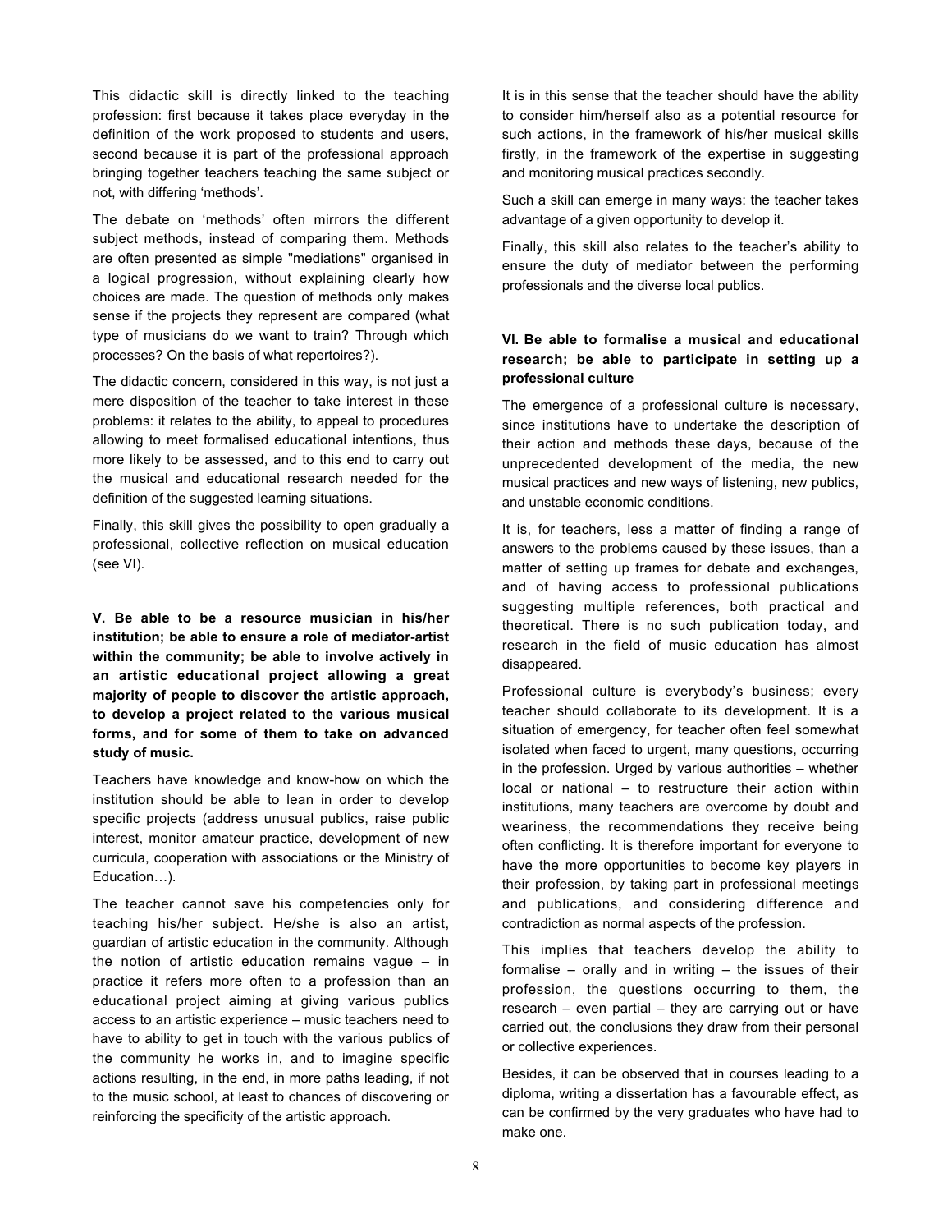This didactic skill is directly linked to the teaching profession: first because it takes place everyday in the definition of the work proposed to students and users, second because it is part of the professional approach bringing together teachers teaching the same subject or not, with differing 'methods'.

The debate on 'methods' often mirrors the different subject methods, instead of comparing them. Methods are often presented as simple "mediations" organised in a logical progression, without explaining clearly how choices are made. The question of methods only makes sense if the projects they represent are compared (what type of musicians do we want to train? Through which processes? On the basis of what repertoires?).

The didactic concern, considered in this way, is not just a mere disposition of the teacher to take interest in these problems: it relates to the ability, to appeal to procedures allowing to meet formalised educational intentions, thus more likely to be assessed, and to this end to carry out the musical and educational research needed for the definition of the suggested learning situations.

Finally, this skill gives the possibility to open gradually a professional, collective reflection on musical education (see VI).

**V. Be able to be a resource musician in his/her institution; be able to ensure a role of mediator-artist within the community; be able to involve actively in an artistic educational project allowing a great majority of people to discover the artistic approach, to develop a project related to the various musical forms, and for some of them to take on advanced study of music.**

Teachers have knowledge and know-how on which the institution should be able to lean in order to develop specific projects (address unusual publics, raise public interest, monitor amateur practice, development of new curricula, cooperation with associations or the Ministry of Education…).

The teacher cannot save his competencies only for teaching his/her subject. He/she is also an artist, guardian of artistic education in the community. Although the notion of artistic education remains vague – in practice it refers more often to a profession than an educational project aiming at giving various publics access to an artistic experience – music teachers need to have to ability to get in touch with the various publics of the community he works in, and to imagine specific actions resulting, in the end, in more paths leading, if not to the music school, at least to chances of discovering or reinforcing the specificity of the artistic approach.

It is in this sense that the teacher should have the ability to consider him/herself also as a potential resource for such actions, in the framework of his/her musical skills firstly, in the framework of the expertise in suggesting and monitoring musical practices secondly.

Such a skill can emerge in many ways: the teacher takes advantage of a given opportunity to develop it.

Finally, this skill also relates to the teacher's ability to ensure the duty of mediator between the performing professionals and the diverse local publics.

**VI. Be able to formalise a musical and educational research; be able to participate in setting up a professional culture**

The emergence of a professional culture is necessary, since institutions have to undertake the description of their action and methods these days, because of the unprecedented development of the media, the new musical practices and new ways of listening, new publics, and unstable economic conditions.

It is, for teachers, less a matter of finding a range of answers to the problems caused by these issues, than a matter of setting up frames for debate and exchanges, and of having access to professional publications suggesting multiple references, both practical and theoretical. There is no such publication today, and research in the field of music education has almost disappeared.

Professional culture is everybody's business; every teacher should collaborate to its development. It is a situation of emergency, for teacher often feel somewhat isolated when faced to urgent, many questions, occurring in the profession. Urged by various authorities – whether local or national – to restructure their action within institutions, many teachers are overcome by doubt and weariness, the recommendations they receive being often conflicting. It is therefore important for everyone to have the more opportunities to become key players in their profession, by taking part in professional meetings and publications, and considering difference and contradiction as normal aspects of the profession.

This implies that teachers develop the ability to formalise – orally and in writing – the issues of their profession, the questions occurring to them, the research – even partial – they are carrying out or have carried out, the conclusions they draw from their personal or collective experiences.

Besides, it can be observed that in courses leading to a diploma, writing a dissertation has a favourable effect, as can be confirmed by the very graduates who have had to make one.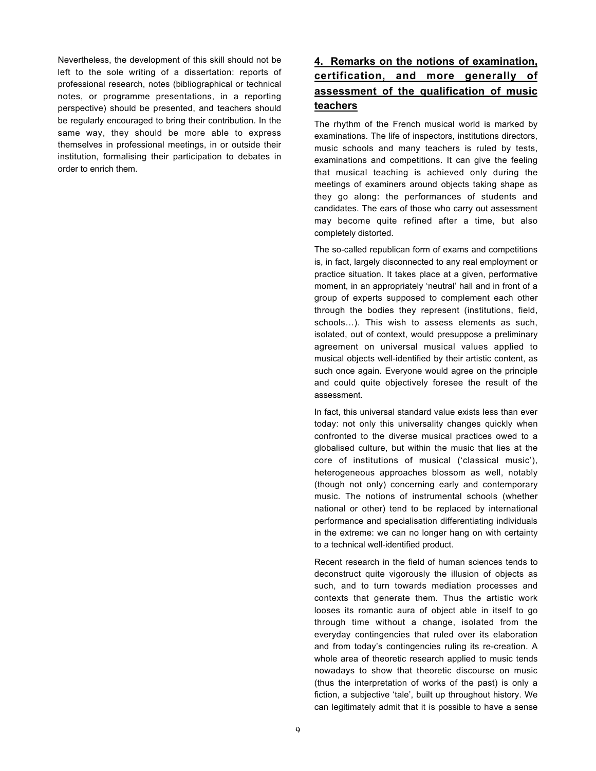Nevertheless, the development of this skill should not be left to the sole writing of a dissertation: reports of professional research, notes (bibliographical or technical notes, or programme presentations, in a reporting perspective) should be presented, and teachers should be regularly encouraged to bring their contribution. In the same way, they should be more able to express themselves in professional meetings, in or outside their institution, formalising their participation to debates in order to enrich them.

## 4. Remarks on the notions of examination, certification, and more generally of assessment of the qualification of music teachers

The rhythm of the French musical world is marked by examinations. The life of inspectors, institutions directors, music schools and many teachers is ruled by tests, examinations and competitions. It can give the feeling that musical teaching is achieved only during the meetings of examiners around objects taking shape as they go along: the performances of students and candidates. The ears of those who carry out assessment may become quite refined after a time, but also completely distorted.

The so-called republican form of exams and competitions is, in fact, largely disconnected to any real employment or practice situation. It takes place at a given, performative moment, in an appropriately 'neutral' hall and in front of a group of experts supposed to complement each other through the bodies they represent (institutions, field, schools…). This wish to assess elements as such, isolated, out of context, would presuppose a preliminary agreement on universal musical values applied to musical objects well-identified by their artistic content, as such once again. Everyone would agree on the principle and could quite objectively foresee the result of the assessment.

In fact, this universal standard value exists less than ever today: not only this universality changes quickly when confronted to the diverse musical practices owed to a globalised culture, but within the music that lies at the core of institutions of musical ('classical music'), heterogeneous approaches blossom as well, notably (though not only) concerning early and contemporary music. The notions of instrumental schools (whether national or other) tend to be replaced by international performance and specialisation differentiating individuals in the extreme: we can no longer hang on with certainty to a technical well-identified product.

Recent research in the field of human sciences tends to deconstruct quite vigorously the illusion of objects as such, and to turn towards mediation processes and contexts that generate them. Thus the artistic work looses its romantic aura of object able in itself to go through time without a change, isolated from the everyday contingencies that ruled over its elaboration and from today's contingencies ruling its re-creation. A whole area of theoretic research applied to music tends nowadays to show that theoretic discourse on music (thus the interpretation of works of the past) is only a fiction, a subjective 'tale', built up throughout history. We can legitimately admit that it is possible to have a sense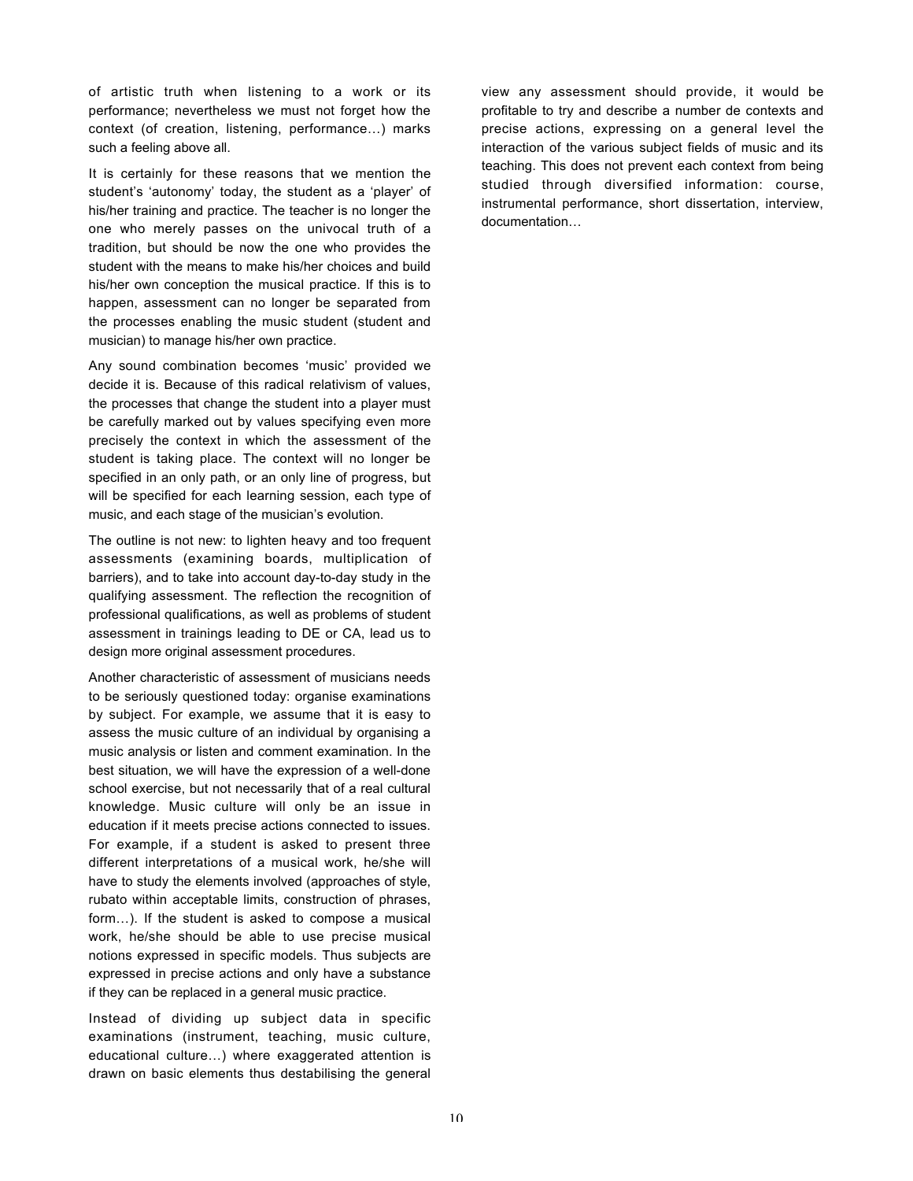of artistic truth when listening to a work or its performance; nevertheless we must not forget how the context (of creation, listening, performance…) marks such a feeling above all.

It is certainly for these reasons that we mention the student's 'autonomy' today, the student as a 'player' of his/her training and practice. The teacher is no longer the one who merely passes on the univocal truth of a tradition, but should be now the one who provides the student with the means to make his/her choices and build his/her own conception the musical practice. If this is to happen, assessment can no longer be separated from the processes enabling the music student (student and musician) to manage his/her own practice.

Any sound combination becomes 'music' provided we decide it is. Because of this radical relativism of values, the processes that change the student into a player must be carefully marked out by values specifying even more precisely the context in which the assessment of the student is taking place. The context will no longer be specified in an only path, or an only line of progress, but will be specified for each learning session, each type of music, and each stage of the musician's evolution.

The outline is not new: to lighten heavy and too frequent assessments (examining boards, multiplication of barriers), and to take into account day-to-day study in the qualifying assessment. The reflection the recognition of professional qualifications, as well as problems of student assessment in trainings leading to DE or CA, lead us to design more original assessment procedures.

Another characteristic of assessment of musicians needs to be seriously questioned today: organise examinations by subject. For example, we assume that it is easy to assess the music culture of an individual by organising a music analysis or listen and comment examination. In the best situation, we will have the expression of a well-done school exercise, but not necessarily that of a real cultural knowledge. Music culture will only be an issue in education if it meets precise actions connected to issues. For example, if a student is asked to present three different interpretations of a musical work, he/she will have to study the elements involved (approaches of style, rubato within acceptable limits, construction of phrases, form…). If the student is asked to compose a musical work, he/she should be able to use precise musical notions expressed in specific models. Thus subjects are expressed in precise actions and only have a substance if they can be replaced in a general music practice.

Instead of dividing up subject data in specific examinations (instrument, teaching, music culture, educational culture…) where exaggerated attention is drawn on basic elements thus destabilising the general view any assessment should provide, it would be profitable to try and describe a number de contexts and precise actions, expressing on a general level the interaction of the various subject fields of music and its teaching. This does not prevent each context from being studied through diversified information: course, instrumental performance, short dissertation, interview, documentation…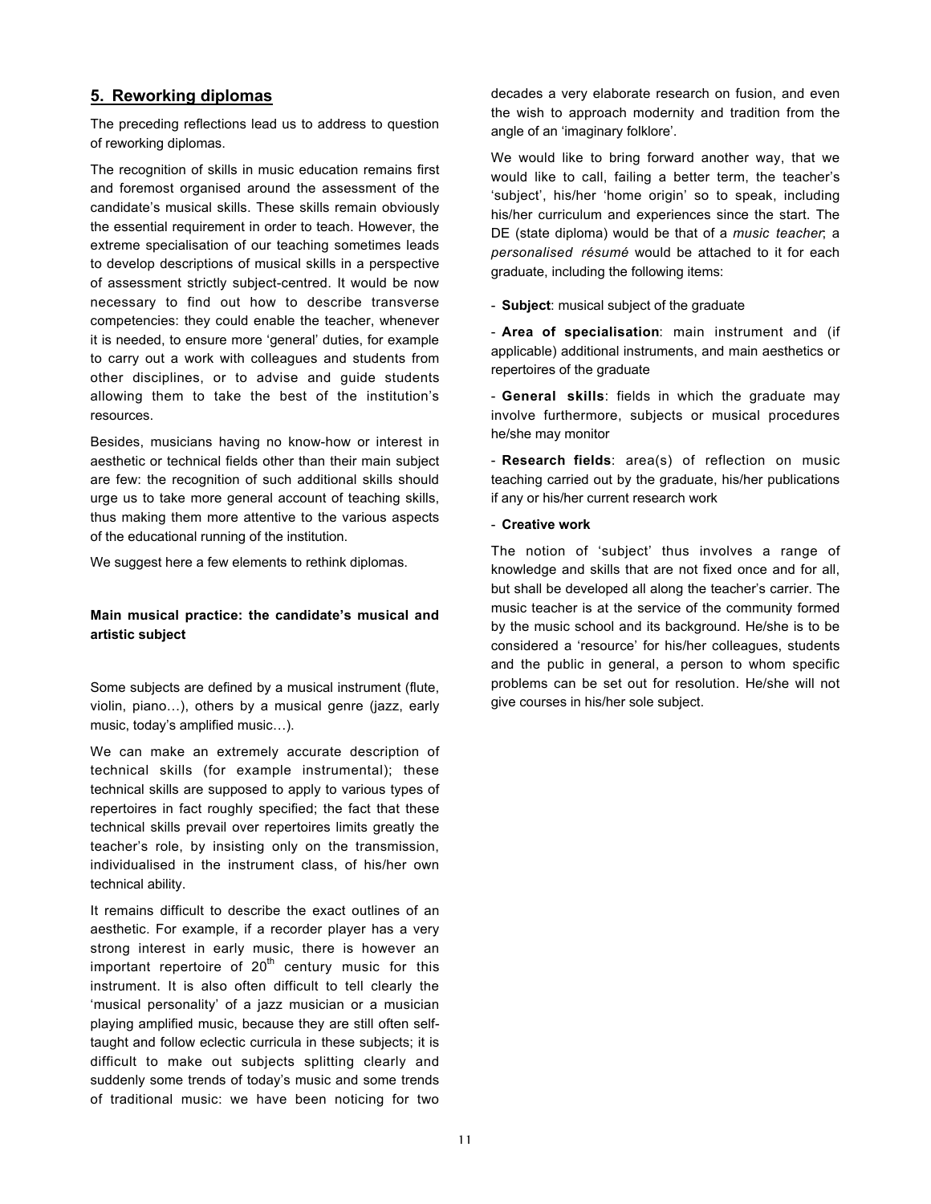## 5. Reworking diplomas

The preceding reflections lead us to address to question of reworking diplomas.

The recognition of skills in music education remains first and foremost organised around the assessment of the candidate's musical skills. These skills remain obviously the essential requirement in order to teach. However, the extreme specialisation of our teaching sometimes leads to develop descriptions of musical skills in a perspective of assessment strictly subject-centred. It would be now necessary to find out how to describe transverse competencies: they could enable the teacher, whenever it is needed, to ensure more 'general' duties, for example to carry out a work with colleagues and students from other disciplines, or to advise and guide students allowing them to take the best of the institution's resources.

Besides, musicians having no know-how or interest in aesthetic or technical fields other than their main subject are few: the recognition of such additional skills should urge us to take more general account of teaching skills, thus making them more attentive to the various aspects of the educational running of the institution.

We suggest here a few elements to rethink diplomas.

### Main musical practice: the candidate's musical and artistic subject

Some subjects are defined by a musical instrument (flute, violin, piano…), others by a musical genre (jazz, early music, today's amplified music…).

We can make an extremely accurate description of technical skills (for example instrumental); these technical skills are supposed to apply to various types of repertoires in fact roughly specified; the fact that these technical skills prevail over repertoires limits greatly the teacher's role, by insisting only on the transmission, individualised in the instrument class, of his/her own technical ability.

It remains difficult to describe the exact outlines of an aesthetic. For example, if a recorder player has a very strong interest in early music, there is however an important repertoire of 20th century music for this instrument. It is also often difficult to tell clearly the 'musical personality' of a jazz musician or a musician playing amplified music, because they are still often self-taught and follow eclectic curricula in these subjects; it is difficult to make out subjects splitting clearly and suddenly some trends of today's music and some trends of traditional music: we have been noticing for two decades a very elaborate research on fusion, and even the wish to approach modernity and tradition from the angle of an 'imaginary folklore'.

We would like to bring forward another way, that we would like to call, failing a better term, the teacher's 'subject', his/her 'home origin' so to speak, including his/her curriculum and experiences since the start. The DE (state diploma) would be that of a *music teacher*; a *personalised résumé* would be attached to it for each graduate, including the following items:

- **Subject**: musical subject of the graduate
- **Area of specialisation**: main instrument and (if applicable) additional instruments, and main aesthetics or repertoires of the graduate
- **General skills**: fields in which the graduate may involve furthermore, subjects or musical procedures he/she may monitor
- **Research fields**: area(s) of reflection on music teaching carried out by the graduate, his/her publications if any or his/her current research work
- **Creative work**

The notion of 'subject' thus involves a range of knowledge and skills that are not fixed once and for all, but shall be developed all along the teacher's carrier. The music teacher is at the service of the community formed by the music school and its background. He/she is to be considered a 'resource' for his/her colleagues, students and the public in general, a person to whom specific problems can be set out for resolution. He/she will not give courses in his/her sole subject.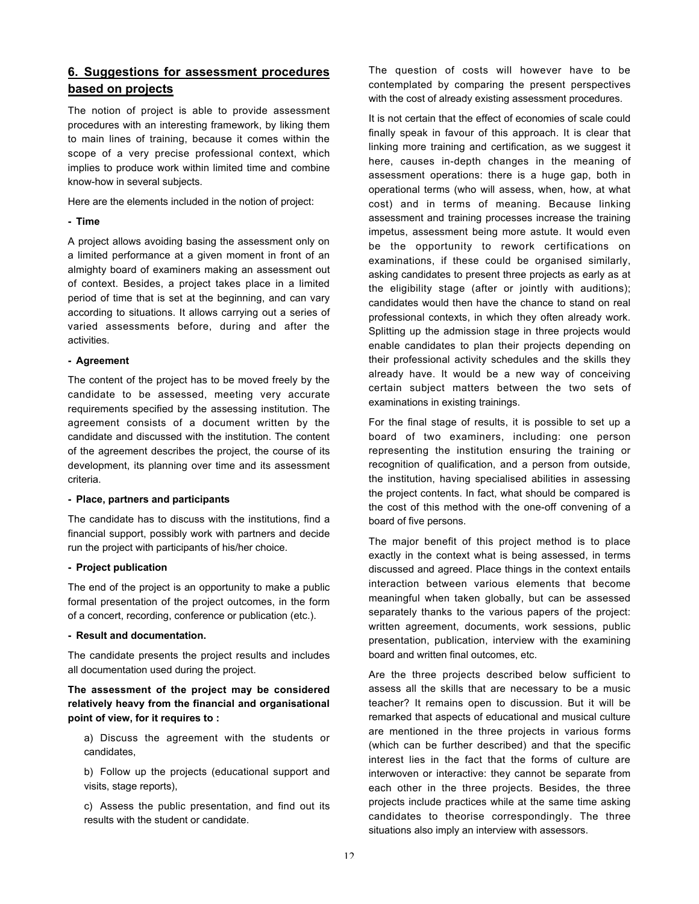## 6. Suggestions for assessment procedures based on projects

The notion of project is able to provide assessment procedures with an interesting framework, by liking them to main lines of training, because it comes within the scope of a very precise professional context, which implies to produce work within limited time and combine know-how in several subjects.

Here are the elements included in the notion of project:

**- Time**

A project allows avoiding basing the assessment only on a limited performance at a given moment in front of an almighty board of examiners making an assessment out of context. Besides, a project takes place in a limited period of time that is set at the beginning, and can vary according to situations. It allows carrying out a series of varied assessments before, during and after the activities.

**- Agreement**

The content of the project has to be moved freely by the candidate to be assessed, meeting very accurate requirements specified by the assessing institution. The agreement consists of a document written by the candidate and discussed with the institution. The content of the agreement describes the project, the course of its development, its planning over time and its assessment criteria.

**- Place, partners and participants**

The candidate has to discuss with the institutions, find a financial support, possibly work with partners and decide run the project with participants of his/her choice.

**- Project publication**

The end of the project is an opportunity to make a public formal presentation of the project outcomes, in the form of a concert, recording, conference or publication (etc.).

**- Result and documentation.**

The candidate presents the project results and includes all documentation used during the project.

**The assessment of the project may be considered relatively heavy from the financial and organisational point of view, for it requires to :**

a) Discuss the agreement with the students or candidates,

b) Follow up the projects (educational support and visits, stage reports),

c) Assess the public presentation, and find out its results with the student or candidate.

The question of costs will however have to be contemplated by comparing the present perspectives with the cost of already existing assessment procedures.

It is not certain that the effect of economies of scale could finally speak in favour of this approach. It is clear that linking more training and certification, as we suggest it here, causes in-depth changes in the meaning of assessment operations: there is a huge gap, both in operational terms (who will assess, when, how, at what cost) and in terms of meaning. Because linking assessment and training processes increase the training impetus, assessment being more astute. It would even be the opportunity to rework certifications on examinations, if these could be organised similarly, asking candidates to present three projects as early as at the eligibility stage (after or jointly with auditions); candidates would then have the chance to stand on real professional contexts, in which they often already work. Splitting up the admission stage in three projects would enable candidates to plan their projects depending on their professional activity schedules and the skills they already have. It would be a new way of conceiving certain subject matters between the two sets of examinations in existing trainings.

For the final stage of results, it is possible to set up a board of two examiners, including: one person representing the institution ensuring the training or recognition of qualification, and a person from outside, the institution, having specialised abilities in assessing the project contents. In fact, what should be compared is the cost of this method with the one-off convening of a board of five persons.

The major benefit of this project method is to place exactly in the context what is being assessed, in terms discussed and agreed. Place things in the context entails interaction between various elements that become meaningful when taken globally, but can be assessed separately thanks to the various papers of the project: written agreement, documents, work sessions, public presentation, publication, interview with the examining board and written final outcomes, etc.

Are the three projects described below sufficient to assess all the skills that are necessary to be a music teacher? It remains open to discussion. But it will be remarked that aspects of educational and musical culture are mentioned in the three projects in various forms (which can be further described) and that the specific interest lies in the fact that the forms of culture are interwoven or interactive: they cannot be separate from each other in the three projects. Besides, the three projects include practices while at the same time asking candidates to theorise correspondingly. The three situations also imply an interview with assessors.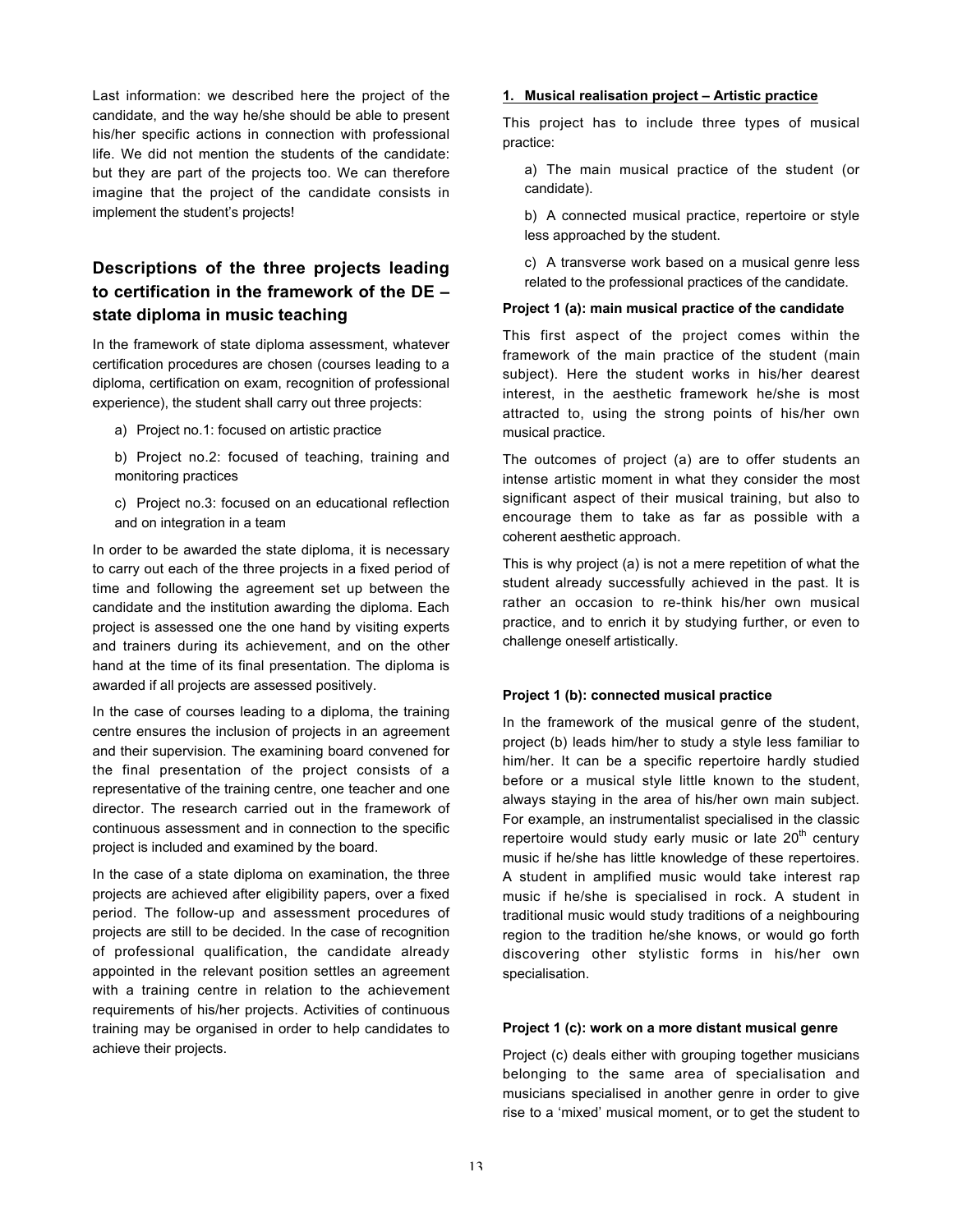Last information: we described here the project of the candidate, and the way he/she should be able to present his/her specific actions in connection with professional life. We did not mention the students of the candidate: but they are part of the projects too. We can therefore imagine that the project of the candidate consists in implement the student's projects!

## Descriptions of the three projects leading to certification in the framework of the DE – state diploma in music teaching

In the framework of state diploma assessment, whatever certification procedures are chosen (courses leading to a diploma, certification on exam, recognition of professional experience), the student shall carry out three projects:

a) Project no.1: focused on artistic practice

b) Project no.2: focused of teaching, training and monitoring practices

c) Project no.3: focused on an educational reflection and on integration in a team

In order to be awarded the state diploma, it is necessary to carry out each of the three projects in a fixed period of time and following the agreement set up between the candidate and the institution awarding the diploma. Each project is assessed one the one hand by visiting experts and trainers during its achievement, and on the other hand at the time of its final presentation. The diploma is awarded if all projects are assessed positively.

In the case of courses leading to a diploma, the training centre ensures the inclusion of projects in an agreement and their supervision. The examining board convened for the final presentation of the project consists of a representative of the training centre, one teacher and one director. The research carried out in the framework of continuous assessment and in connection to the specific project is included and examined by the board.

In the case of a state diploma on examination, the three projects are achieved after eligibility papers, over a fixed period. The follow-up and assessment procedures of projects are still to be decided. In the case of recognition of professional qualification, the candidate already appointed in the relevant position settles an agreement with a training centre in relation to the achievement requirements of his/her projects. Activities of continuous training may be organised in order to help candidates to achieve their projects.

### 1. Musical realisation project – Artistic practice

This project has to include three types of musical practice:

a) The main musical practice of the student (or candidate).

b) A connected musical practice, repertoire or style less approached by the student.

c) A transverse work based on a musical genre less related to the professional practices of the candidate.

#### Project 1 (a): main musical practice of the candidate

This first aspect of the project comes within the framework of the main practice of the student (main subject). Here the student works in his/her dearest interest, in the aesthetic framework he/she is most attracted to, using the strong points of his/her own musical practice.

The outcomes of project (a) are to offer students an intense artistic moment in what they consider the most significant aspect of their musical training, but also to encourage them to take as far as possible with a coherent aesthetic approach.

This is why project (a) is not a mere repetition of what the student already successfully achieved in the past. It is rather an occasion to re-think his/her own musical practice, and to enrich it by studying further, or even to challenge oneself artistically.

#### Project 1 (b): connected musical practice

In the framework of the musical genre of the student, project (b) leads him/her to study a style less familiar to him/her. It can be a specific repertoire hardly studied before or a musical style little known to the student, always staying in the area of his/her own main subject. For example, an instrumentalist specialised in the classic repertoire would study early music or late 20th century music if he/she has little knowledge of these repertoires. A student in amplified music would take interest rap music if he/she is specialised in rock. A student in traditional music would study traditions of a neighbouring region to the tradition he/she knows, or would go forth discovering other stylistic forms in his/her own specialisation.

#### Project 1 (c): work on a more distant musical genre

Project (c) deals either with grouping together musicians belonging to the same area of specialisation and musicians specialised in another genre in order to give rise to a 'mixed' musical moment, or to get the student to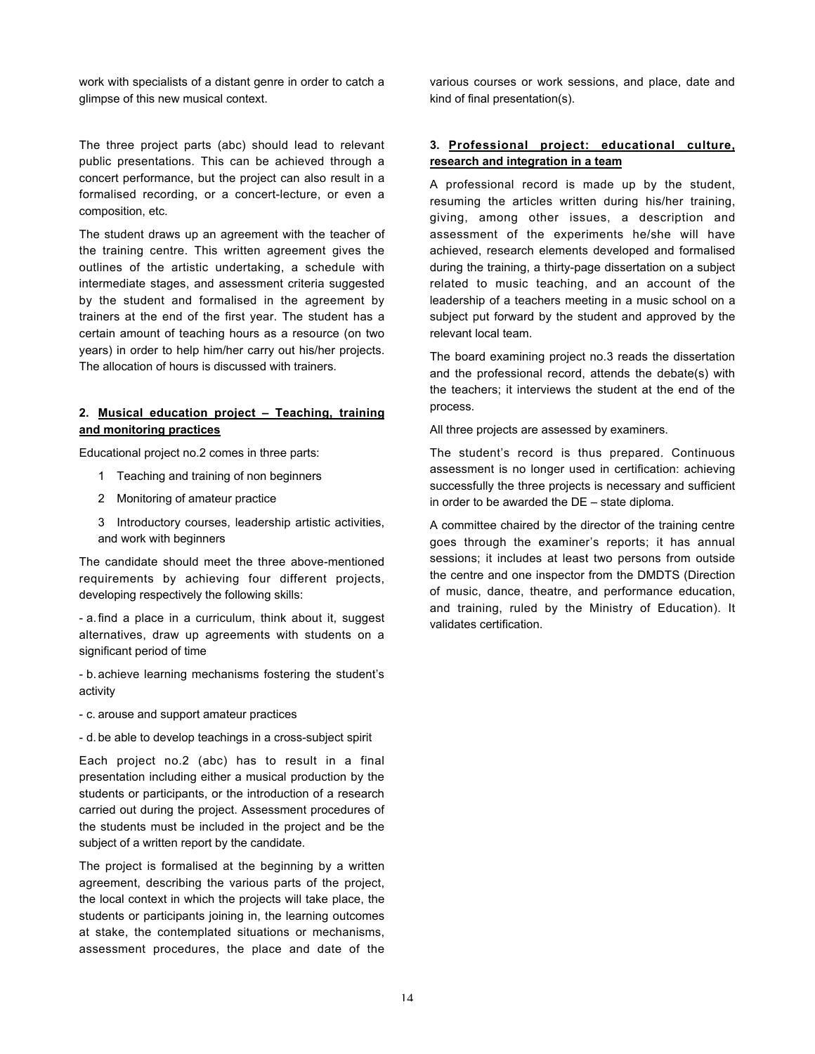work with specialists of a distant genre in order to catch a glimpse of this new musical context.

The three project parts (abc) should lead to relevant public presentations. This can be achieved through a concert performance, but the project can also result in a formalised recording, or a concert-lecture, or even a composition, etc.

The student draws up an agreement with the teacher of the training centre. This written agreement gives the outlines of the artistic undertaking, a schedule with intermediate stages, and assessment criteria suggested by the student and formalised in the agreement by trainers at the end of the first year. The student has a certain amount of teaching hours as a resource (on two years) in order to help him/her carry out his/her projects. The allocation of hours is discussed with trainers.

### 2. Musical education project – Teaching, training and monitoring practices

Educational project no.2 comes in three parts:

1 Teaching and training of non beginners

2 Monitoring of amateur practice

3 Introductory courses, leadership artistic activities, and work with beginners

The candidate should meet the three above-mentioned requirements by achieving four different projects, developing respectively the following skills:

- a. find a place in a curriculum, think about it, suggest alternatives, draw up agreements with students on a significant period of time

- b. achieve learning mechanisms fostering the student's activity

- c. arouse and support amateur practices

- d. be able to develop teachings in a cross-subject spirit

Each project no.2 (abc) has to result in a final presentation including either a musical production by the students or participants, or the introduction of a research carried out during the project. Assessment procedures of the students must be included in the project and be the subject of a written report by the candidate.

The project is formalised at the beginning by a written agreement, describing the various parts of the project, the local context in which the projects will take place, the students or participants joining in, the learning outcomes at stake, the contemplated situations or mechanisms, assessment procedures, the place and date of the various courses or work sessions, and place, date and kind of final presentation(s).

### 3. Professional project: educational culture, research and integration in a team

A professional record is made up by the student, resuming the articles written during his/her training, giving, among other issues, a description and assessment of the experiments he/she will have achieved, research elements developed and formalised during the training, a thirty-page dissertation on a subject related to music teaching, and an account of the leadership of a teachers meeting in a music school on a subject put forward by the student and approved by the relevant local team.

The board examining project no.3 reads the dissertation and the professional record, attends the debate(s) with the teachers; it interviews the student at the end of the process.

All three projects are assessed by examiners.

The student's record is thus prepared. Continuous assessment is no longer used in certification: achieving successfully the three projects is necessary and sufficient in order to be awarded the DE – state diploma.

A committee chaired by the director of the training centre goes through the examiner's reports; it has annual sessions; it includes at least two persons from outside the centre and one inspector from the DMDTS (Direction of music, dance, theatre, and performance education, and training, ruled by the Ministry of Education). It validates certification.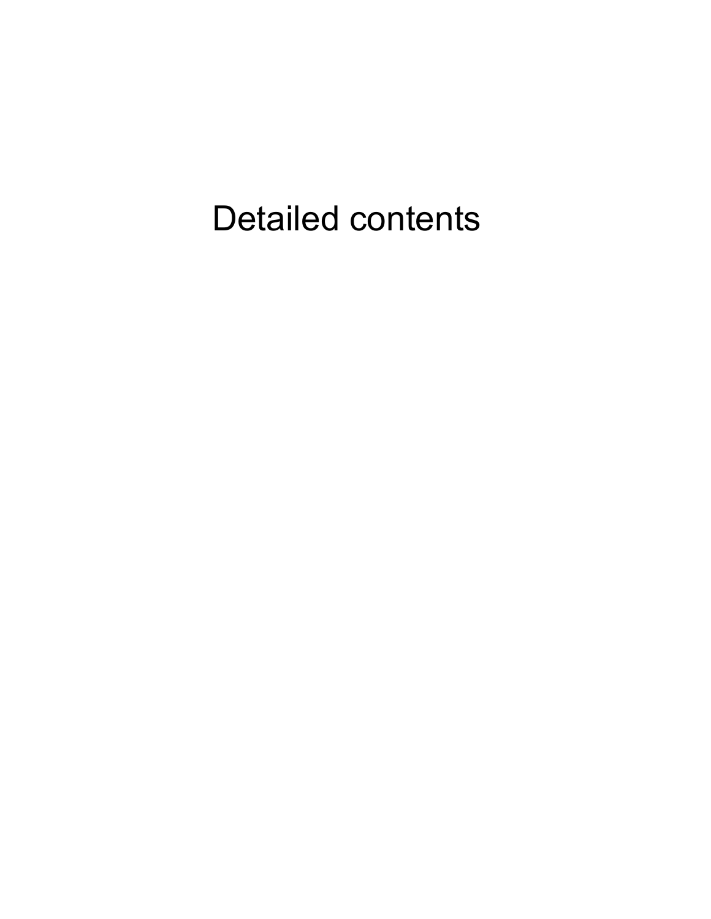# Detailed contents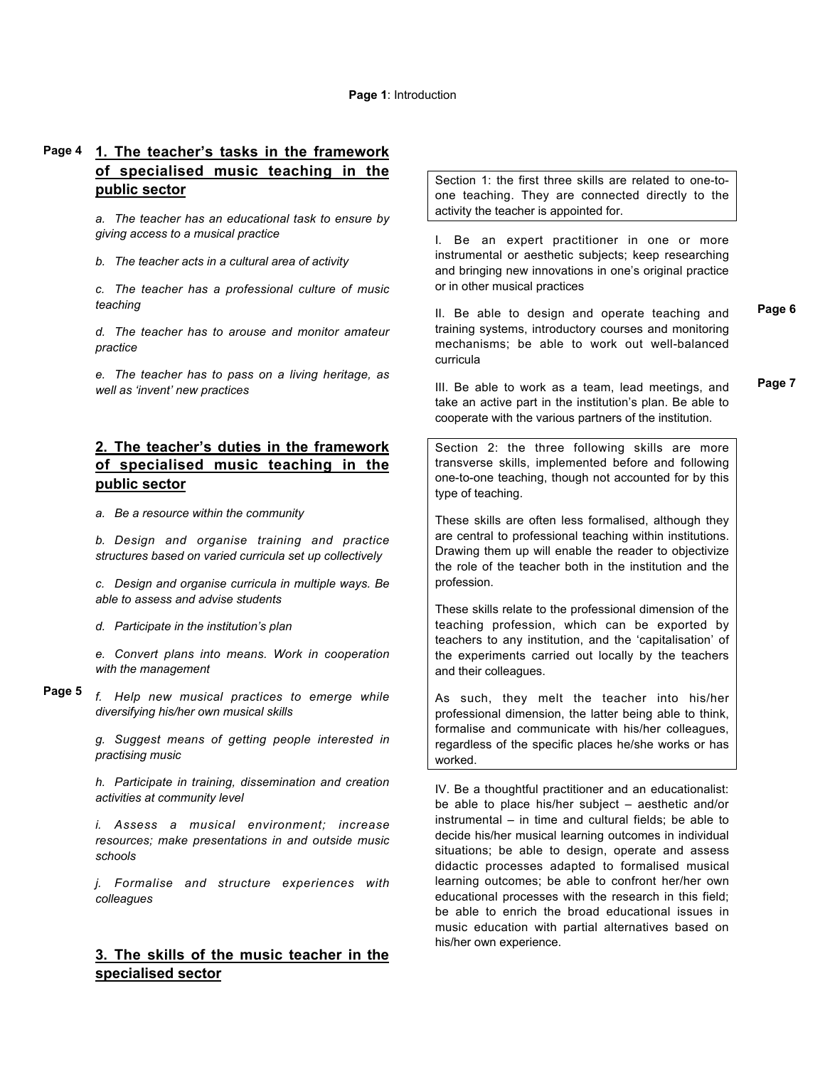**Page 1**: Introduction

**Page 4**

## 1. The teacher's tasks in the framework of specialised music teaching in the public sector

*a. The teacher has an educational task to ensure by giving access to a musical practice*

*b. The teacher acts in a cultural area of activity*

*c. The teacher has a professional culture of music teaching*

*d. The teacher has to arouse and monitor amateur practice*

*e. The teacher has to pass on a living heritage, as well as 'invent' new practices*

## 2. The teacher's duties in the framework of specialised music teaching in the public sector

*a. Be a resource within the community*

*b. Design and organise training and practice structures based on varied curricula set up collectively*

*c. Design and organise curricula in multiple ways. Be able to assess and advise students*

*d. Participate in the institution's plan*

*e. Convert plans into means. Work in cooperation with the management*

**Page 5**

*f. Help new musical practices to emerge while diversifying his/her own musical skills*

*g. Suggest means of getting people interested in practising music*

*h. Participate in training, dissemination and creation activities at community level*

*i. Assess a musical environment; increase resources; make presentations in and outside music schools*

*j. Formalise and structure experiences with colleagues*

## 3. The skills of the music teacher in the specialised sector

Section 1: the first three skills are related to one-to-one teaching. They are connected directly to the activity the teacher is appointed for.

I. Be an expert practitioner in one or more instrumental or aesthetic subjects; keep researching and bringing new innovations in one's original practice or in other musical practices

**Page 6**

II. Be able to design and operate teaching and training systems, introductory courses and monitoring mechanisms; be able to work out well-balanced curricula

**Page 7**

III. Be able to work as a team, lead meetings, and take an active part in the institution's plan. Be able to cooperate with the various partners of the institution.

Section 2: the three following skills are more transverse skills, implemented before and following one-to-one teaching, though not accounted for by this type of teaching.

These skills are often less formalised, although they are central to professional teaching within institutions. Drawing them up will enable the reader to objectivize the role of the teacher both in the institution and the profession.

These skills relate to the professional dimension of the teaching profession, which can be exported by teachers to any institution, and the 'capitalisation' of the experiments carried out locally by the teachers and their colleagues.

As such, they melt the teacher into his/her professional dimension, the latter being able to think, formalise and communicate with his/her colleagues, regardless of the specific places he/she works or has worked.

IV. Be a thoughtful practitioner and an educationalist: be able to place his/her subject – aesthetic and/or instrumental – in time and cultural fields; be able to decide his/her musical learning outcomes in individual situations; be able to design, operate and assess didactic processes adapted to formalised musical learning outcomes; be able to confront her/her own educational processes with the research in this field; be able to enrich the broad educational issues in music education with partial alternatives based on his/her own experience.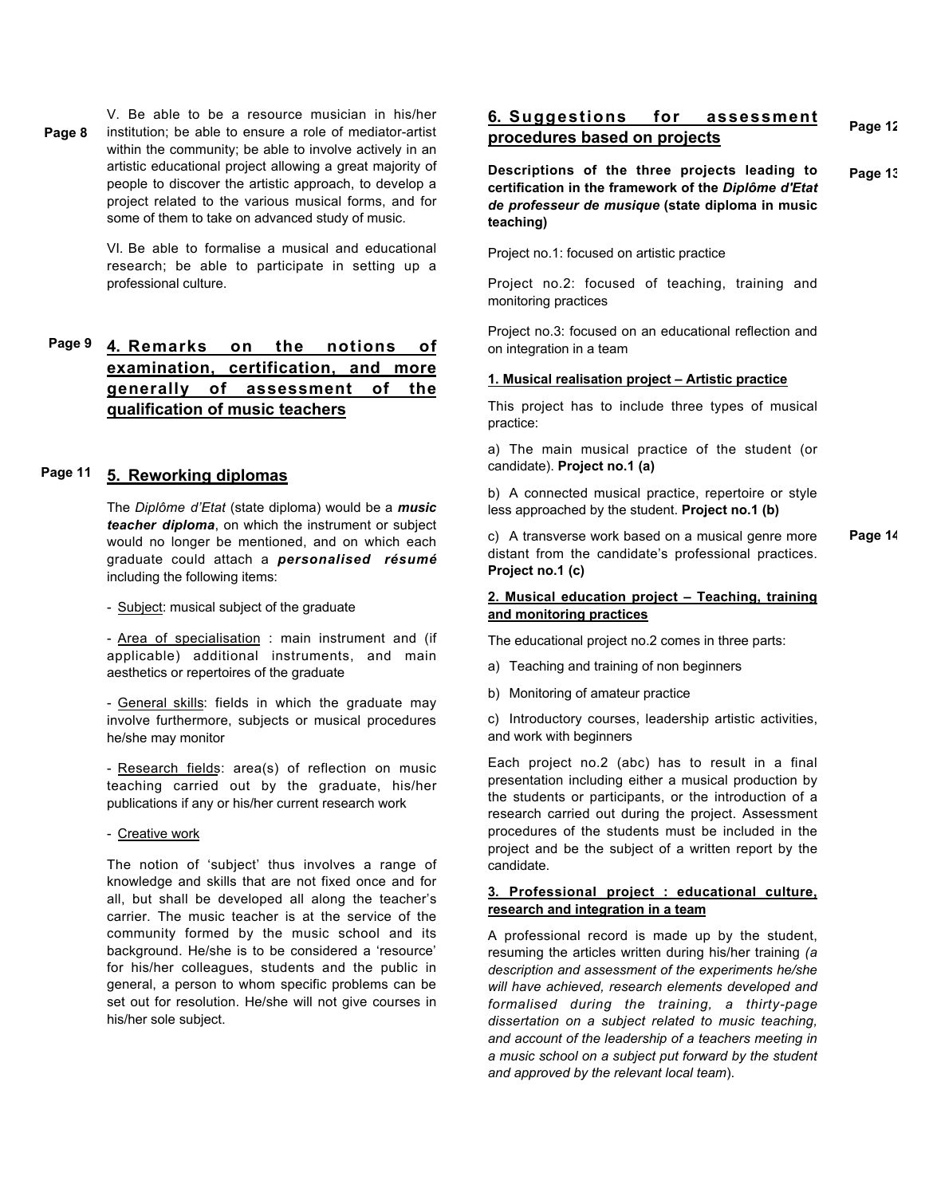Page 8

V. Be able to be a resource musician in his/her institution; be able to ensure a role of mediator-artist within the community; be able to involve actively in an artistic educational project allowing a great majority of people to discover the artistic approach, to develop a project related to the various musical forms, and for some of them to take on advanced study of music.

VI. Be able to formalise a musical and educational research; be able to participate in setting up a professional culture.

Page 9

## 4. Remarks on the notions of examination, certification, and more generally of assessment of the qualification of music teachers

Page 11

## 5. Reworking diplomas

The *Diplôme d'Etat* (state diploma) would be a ***music teacher diploma***, on which the instrument or subject would no longer be mentioned, and on which each graduate could attach a ***personalised résumé*** including the following items:

- Subject: musical subject of the graduate

- Area of specialisation : main instrument and (if applicable) additional instruments, and main aesthetics or repertoires of the graduate

- General skills: fields in which the graduate may involve furthermore, subjects or musical procedures he/she may monitor

- Research fields: area(s) of reflection on music teaching carried out by the graduate, his/her publications if any or his/her current research work

- Creative work

The notion of 'subject' thus involves a range of knowledge and skills that are not fixed once and for all, but shall be developed all along the teacher's carrier. The music teacher is at the service of the community formed by the music school and its background. He/she is to be considered a 'resource' for his/her colleagues, students and the public in general, a person to whom specific problems can be set out for resolution. He/she will not give courses in his/her sole subject.

Page 12

## 6. Suggestions for assessment procedures based on projects

Page 13

**Descriptions of the three projects leading to certification in the framework of the *Diplôme d'Etat de professeur de musique* (state diploma in music teaching)**

Project no.1: focused on artistic practice

Project no.2: focused of teaching, training and monitoring practices

Project no.3: focused on an educational reflection and on integration in a team

### 1. Musical realisation project – Artistic practice

This project has to include three types of musical practice:

a) The main musical practice of the student (or candidate). **Project no.1 (a)**

b) A connected musical practice, repertoire or style less approached by the student. **Project no.1 (b)**

Page 14

c) A transverse work based on a musical genre more distant from the candidate's professional practices. **Project no.1 (c)**

### 2. Musical education project – Teaching, training and monitoring practices

The educational project no.2 comes in three parts:

a) Teaching and training of non beginners

b) Monitoring of amateur practice

c) Introductory courses, leadership artistic activities, and work with beginners

Each project no.2 (abc) has to result in a final presentation including either a musical production by the students or participants, or the introduction of a research carried out during the project. Assessment procedures of the students must be included in the project and be the subject of a written report by the candidate.

### 3. Professional project : educational culture, research and integration in a team

A professional record is made up by the student, resuming the articles written during his/her training *(a description and assessment of the experiments he/she will have achieved, research elements developed and formalised during the training, a thirty-page dissertation on a subject related to music teaching, and account of the leadership of a teachers meeting in a music school on a subject put forward by the student and approved by the relevant local team*).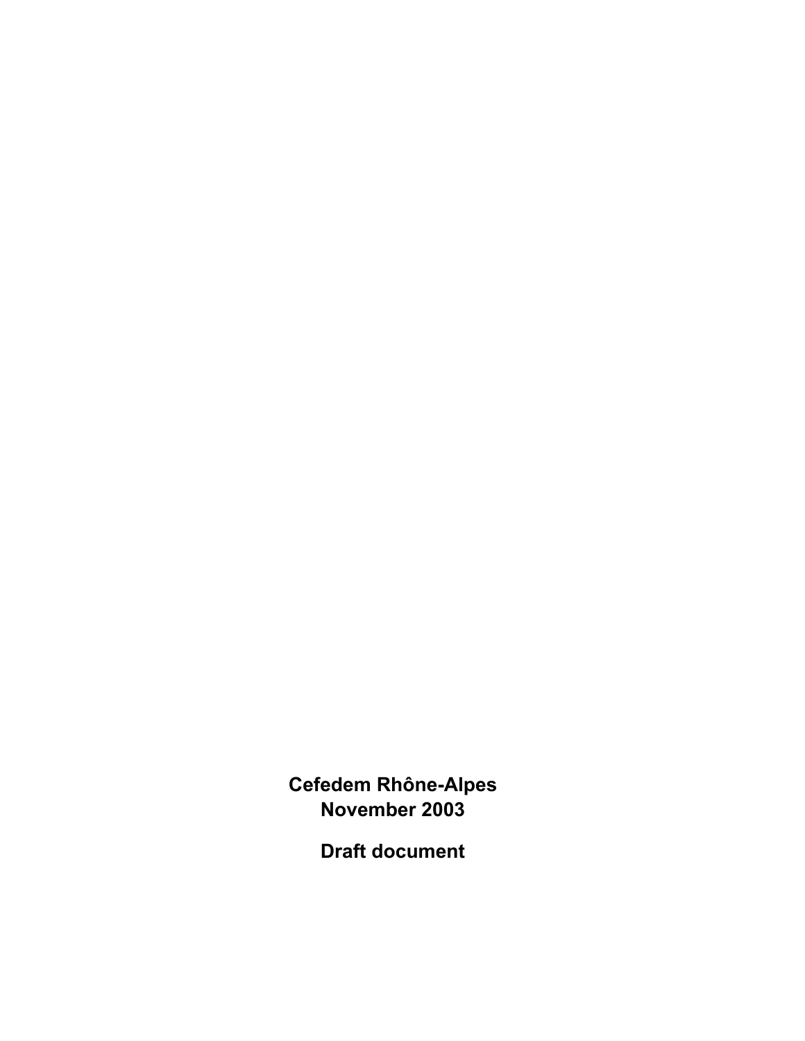**Cefedem Rhône-Alpes**
**November 2003**

**Draft document**